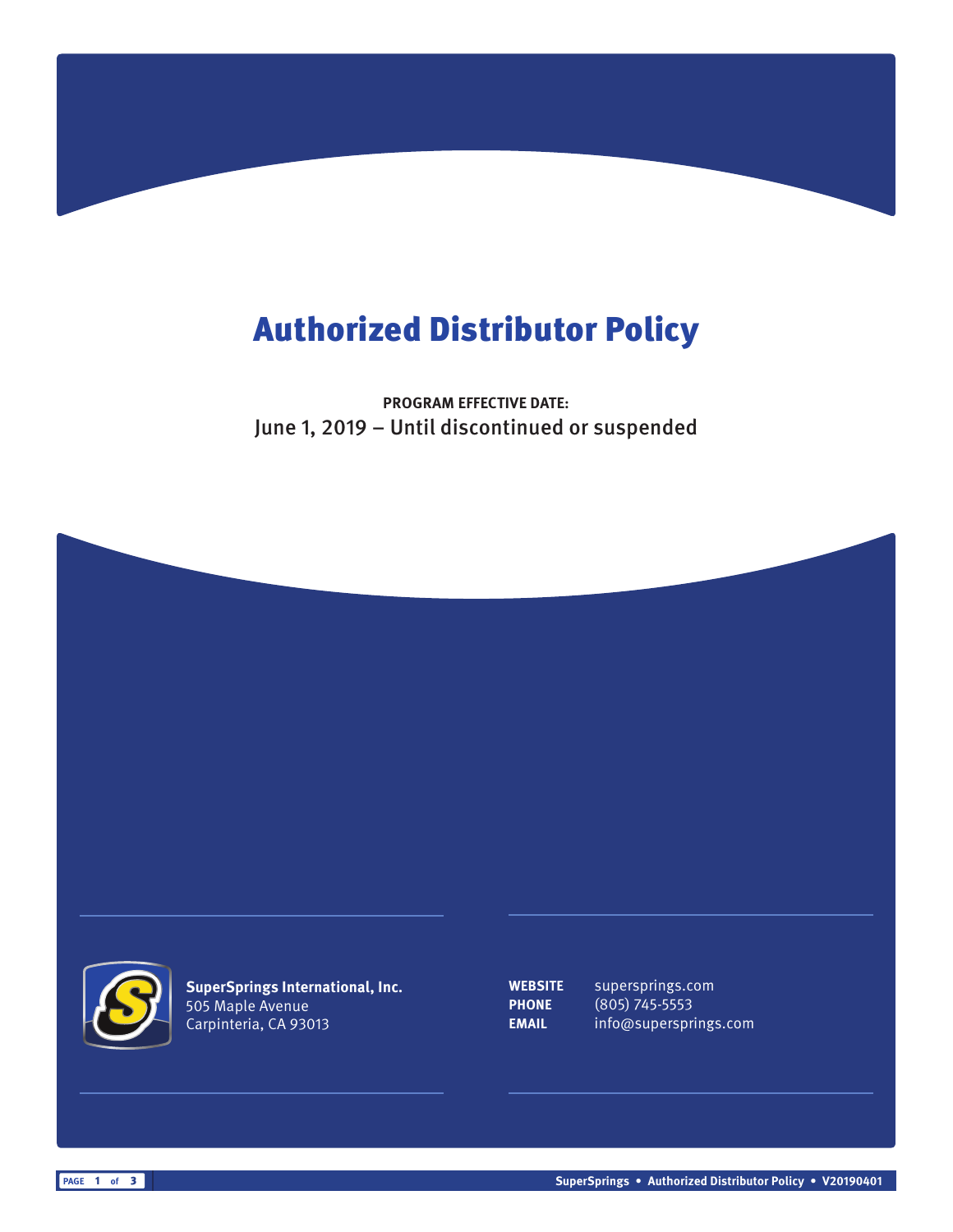# Authorized Distributor Policy

**PROGRAM EFFECTIVE DATE:**
June 1, 2019 – Until discontinued or suspended

**SuperSprings International, Inc.**
505 Maple Avenue
Carpinteria, CA 93013

**WEBSITE** superprings.com
**PHONE** (805) 745-5553
**EMAIL** info@supersprings.com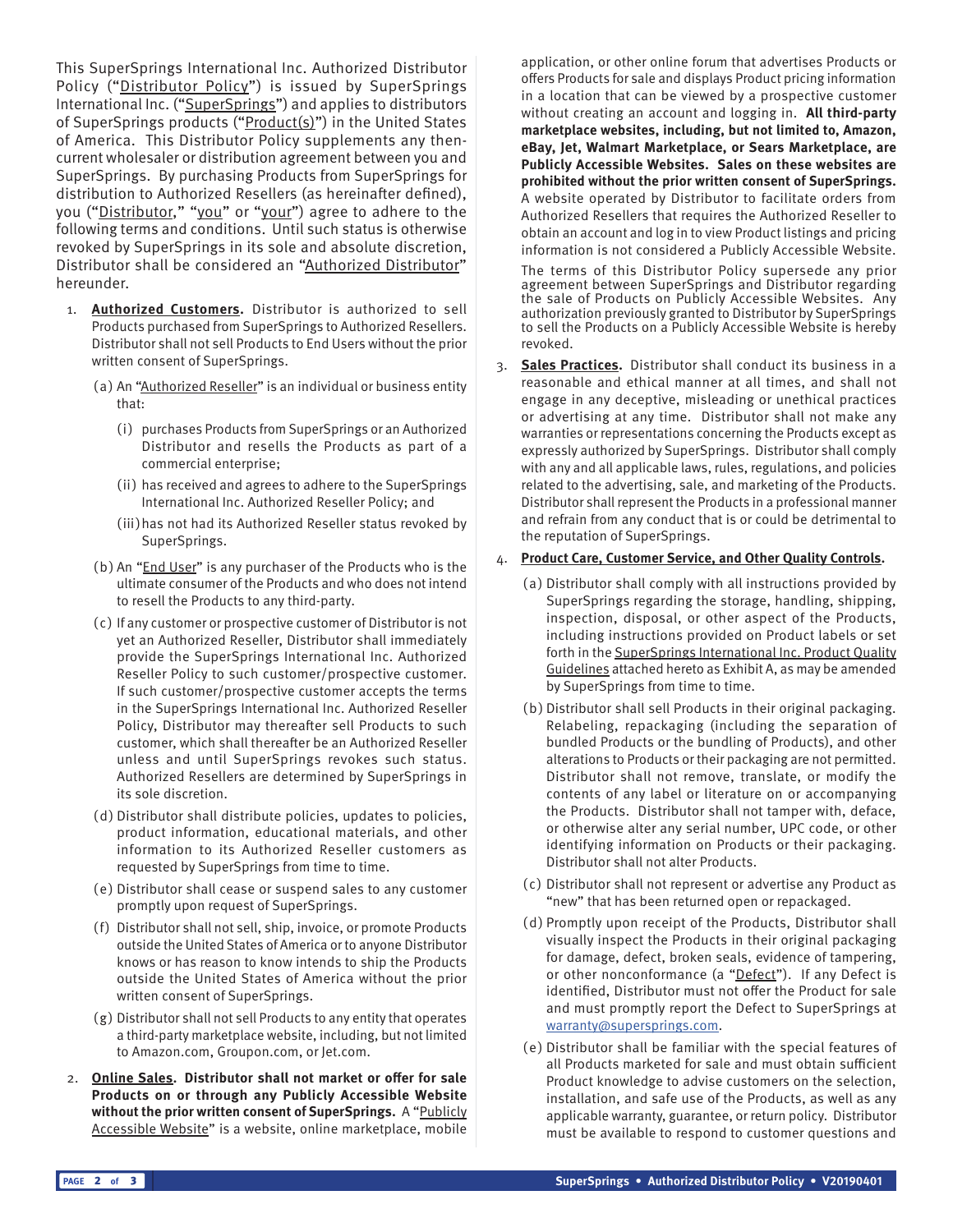This SuperSprings International Inc. Authorized Distributor Policy ("Distributor Policy") is issued by SuperSprings International Inc. ("SuperSprings") and applies to distributors of SuperSprings products ("Product(s)") in the United States of America. This Distributor Policy supplements any then-current wholesaler or distribution agreement between you and SuperSprings. By purchasing Products from SuperSprings for distribution to Authorized Resellers (as hereinafter defined), you ("Distributor," "you" or "your") agree to adhere to the following terms and conditions. Until such status is otherwise revoked by SuperSprings in its sole and absolute discretion, Distributor shall be considered an "Authorized Distributor" hereunder.

1. **Authorized Customers.** Distributor is authorized to sell Products purchased from SuperSprings to Authorized Resellers. Distributor shall not sell Products to End Users without the prior written consent of SuperSprings.

   (a) An "Authorized Reseller" is an individual or business entity that:

   (i) purchases Products from SuperSprings or an Authorized Distributor and resells the Products as part of a commercial enterprise;

   (ii) has received and agrees to adhere to the SuperSprings International Inc. Authorized Reseller Policy; and

   (iii) has not had its Authorized Reseller status revoked by SuperSprings.

   (b) An "End User" is any purchaser of the Products who is the ultimate consumer of the Products and who does not intend to resell the Products to any third-party.

   (c) If any customer or prospective customer of Distributor is not yet an Authorized Reseller, Distributor shall immediately provide the SuperSprings International Inc. Authorized Reseller Policy to such customer/prospective customer. If such customer/prospective customer accepts the terms in the SuperSprings International Inc. Authorized Reseller Policy, Distributor may thereafter sell Products to such customer, which shall thereafter be an Authorized Reseller unless and until SuperSprings revokes such status. Authorized Resellers are determined by SuperSprings in its sole discretion.

   (d) Distributor shall distribute policies, updates to policies, product information, educational materials, and other information to its Authorized Reseller customers as requested by SuperSprings from time to time.

   (e) Distributor shall cease or suspend sales to any customer promptly upon request of SuperSprings.

   (f) Distributor shall not sell, ship, invoice, or promote Products outside the United States of America or to anyone Distributor knows or has reason to know intends to ship the Products outside the United States of America without the prior written consent of SuperSprings.

   (g) Distributor shall not sell Products to any entity that operates a third-party marketplace website, including, but not limited to Amazon.com, Groupon.com, or Jet.com.

2. **Online Sales. Distributor shall not market or offer for sale Products on or through any Publicly Accessible Website without the prior written consent of SuperSprings.** A "Publicly Accessible Website" is a website, online marketplace, mobile application, or other online forum that advertises Products or offers Products for sale and displays Product pricing information in a location that can be viewed by a prospective customer without creating an account and logging in. **All third-party marketplace websites, including, but not limited to, Amazon, eBay, Jet, Walmart Marketplace, or Sears Marketplace, are Publicly Accessible Websites. Sales on these websites are prohibited without the prior written consent of SuperSprings.** A website operated by Distributor to facilitate orders from Authorized Resellers that requires the Authorized Reseller to obtain an account and log in to view Product listings and pricing information is not considered a Publicly Accessible Website.

   The terms of this Distributor Policy supersede any prior agreement between SuperSprings and Distributor regarding the sale of Products on Publicly Accessible Websites. Any authorization previously granted to Distributor by SuperSprings to sell the Products on a Publicly Accessible Website is hereby revoked.

3. **Sales Practices.** Distributor shall conduct its business in a reasonable and ethical manner at all times, and shall not engage in any deceptive, misleading or unethical practices or advertising at any time. Distributor shall not make any warranties or representations concerning the Products except as expressly authorized by SuperSprings. Distributor shall comply with any and all applicable laws, rules, regulations, and policies related to the advertising, sale, and marketing of the Products. Distributor shall represent the Products in a professional manner and refrain from any conduct that is or could be detrimental to the reputation of SuperSprings.

4. **Product Care, Customer Service, and Other Quality Controls.**

   (a) Distributor shall comply with all instructions provided by SuperSprings regarding the storage, handling, shipping, inspection, disposal, or other aspect of the Products, including instructions provided on Product labels or set forth in the SuperSprings International Inc. Product Quality Guidelines attached hereto as Exhibit A, as may be amended by SuperSprings from time to time.

   (b) Distributor shall sell Products in their original packaging. Relabeling, repackaging (including the separation of bundled Products or the bundling of Products), and other alterations to Products or their packaging are not permitted. Distributor shall not remove, translate, or modify the contents of any label or literature on or accompanying the Products. Distributor shall not tamper with, deface, or otherwise alter any serial number, UPC code, or other identifying information on Products or their packaging. Distributor shall not alter Products.

   (c) Distributor shall not represent or advertise any Product as "new" that has been returned open or repackaged.

   (d) Promptly upon receipt of the Products, Distributor shall visually inspect the Products in their original packaging for damage, defect, broken seals, evidence of tampering, or other nonconformance (a "Defect"). If any Defect is identified, Distributor must not offer the Product for sale and must promptly report the Defect to SuperSprings at warranty@supersprings.com.

   (e) Distributor shall be familiar with the special features of all Products marketed for sale and must obtain sufficient Product knowledge to advise customers on the selection, installation, and safe use of the Products, as well as any applicable warranty, guarantee, or return policy. Distributor must be available to respond to customer questions and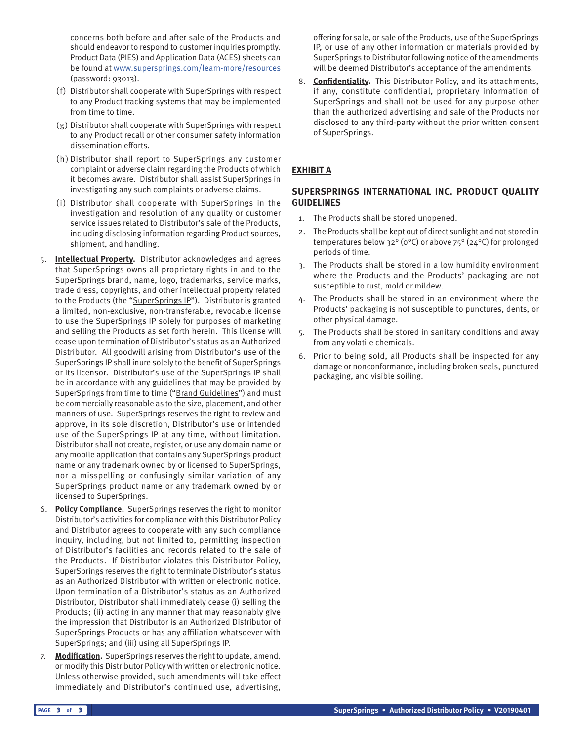concerns both before and after sale of the Products and should endeavor to respond to customer inquiries promptly. Product Data (PIES) and Application Data (ACES) sheets can be found at www.supersprings.com/learn-more/resources (password: 93013).

(f) Distributor shall cooperate with SuperSprings with respect to any Product tracking systems that may be implemented from time to time.

(g) Distributor shall cooperate with SuperSprings with respect to any Product recall or other consumer safety information dissemination efforts.

(h) Distributor shall report to SuperSprings any customer complaint or adverse claim regarding the Products of which it becomes aware. Distributor shall assist SuperSprings in investigating any such complaints or adverse claims.

(i) Distributor shall cooperate with SuperSprings in the investigation and resolution of any quality or customer service issues related to Distributor's sale of the Products, including disclosing information regarding Product sources, shipment, and handling.

5. **Intellectual Property.** Distributor acknowledges and agrees that SuperSprings owns all proprietary rights in and to the SuperSprings brand, name, logo, trademarks, service marks, trade dress, copyrights, and other intellectual property related to the Products (the "SuperSprings IP"). Distributor is granted a limited, non-exclusive, non-transferable, revocable license to use the SuperSprings IP solely for purposes of marketing and selling the Products as set forth herein. This license will cease upon termination of Distributor's status as an Authorized Distributor. All goodwill arising from Distributor's use of the SuperSprings IP shall inure solely to the benefit of SuperSprings or its licensor. Distributor's use of the SuperSprings IP shall be in accordance with any guidelines that may be provided by SuperSprings from time to time ("Brand Guidelines") and must be commercially reasonable as to the size, placement, and other manners of use. SuperSprings reserves the right to review and approve, in its sole discretion, Distributor's use or intended use of the SuperSprings IP at any time, without limitation. Distributor shall not create, register, or use any domain name or any mobile application that contains any SuperSprings product name or any trademark owned by or licensed to SuperSprings, nor a misspelling or confusingly similar variation of any SuperSprings product name or any trademark owned by or licensed to SuperSprings.

6. **Policy Compliance.** SuperSprings reserves the right to monitor Distributor's activities for compliance with this Distributor Policy and Distributor agrees to cooperate with any such compliance inquiry, including, but not limited to, permitting inspection of Distributor's facilities and records related to the sale of the Products. If Distributor violates this Distributor Policy, SuperSprings reserves the right to terminate Distributor's status as an Authorized Distributor with written or electronic notice. Upon termination of a Distributor's status as an Authorized Distributor, Distributor shall immediately cease (i) selling the Products; (ii) acting in any manner that may reasonably give the impression that Distributor is an Authorized Distributor of SuperSprings Products or has any affiliation whatsoever with SuperSprings; and (iii) using all SuperSprings IP.

7. **Modification.** SuperSprings reserves the right to update, amend, or modify this Distributor Policy with written or electronic notice. Unless otherwise provided, such amendments will take effect immediately and Distributor's continued use, advertising, offering for sale, or sale of the Products, use of the SuperSprings IP, or use of any other information or materials provided by SuperSprings to Distributor following notice of the amendments will be deemed Distributor's acceptance of the amendments.

8. **Confidentiality.** This Distributor Policy, and its attachments, if any, constitute confidential, proprietary information of SuperSprings and shall not be used for any purpose other than the authorized advertising and sale of the Products nor disclosed to any third-party without the prior written consent of SuperSprings.

## EXHIBIT A

### SUPERSPRINGS INTERNATIONAL INC. PRODUCT QUALITY GUIDELINES

1. The Products shall be stored unopened.
2. The Products shall be kept out of direct sunlight and not stored in temperatures below 32° (0°C) or above 75° (24°C) for prolonged periods of time.
3. The Products shall be stored in a low humidity environment where the Products and the Products' packaging are not susceptible to rust, mold or mildew.
4. The Products shall be stored in an environment where the Products' packaging is not susceptible to punctures, dents, or other physical damage.
5. The Products shall be stored in sanitary conditions and away from any volatile chemicals.
6. Prior to being sold, all Products shall be inspected for any damage or nonconformance, including broken seals, punctured packaging, and visible soiling.